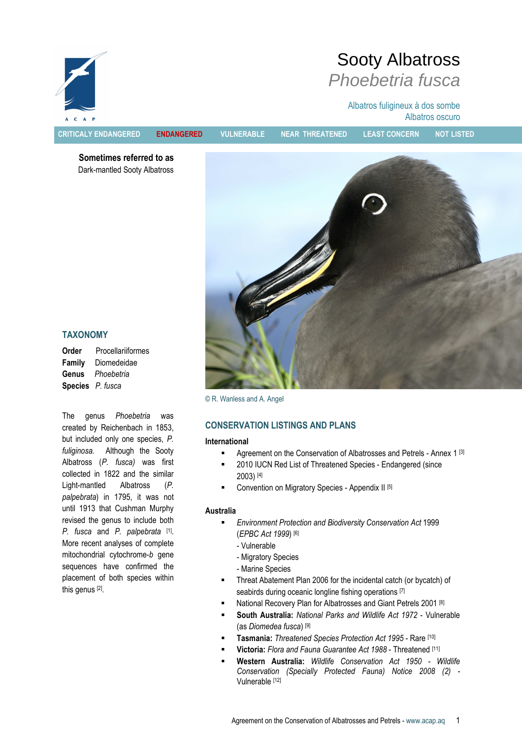# Sooty Albatross

## *Phoebetria fusca*

Albatros fuligineux à dos sombre
Albatros oscuro

CRITICALY ENDANGERED | **ENDANGERED** | VULNERABLE | NEAR THREATENED | LEAST CONCERN | NOT LISTED

**Sometimes referred to as**
Dark-mantled Sooty Albatross

© R. Wanless and A. Angel

## TAXONOMY

**Order** Procellariiformes
**Family** Diomedeidae
**Genus** *Phoebetria*
**Species** *P. fusca*

The genus *Phoebetria* was created by Reichenbach in 1853, but included only one species, *P. fuliginosa.* Although the Sooty Albatross (*P. fusca)* was first collected in 1822 and the similar Light-mantled Albatross (*P. palpebrata*) in 1795, it was not until 1913 that Cushman Murphy revised the genus to include both *P. fusca* and *P. palpebrata* [1]. More recent analyses of complete mitochondrial cytochrome-*b* gene sequences have confirmed the placement of both species within this genus [2].

## CONSERVATION LISTINGS AND PLANS

### International

- Agreement on the Conservation of Albatrosses and Petrels - Annex 1 [3]
- 2010 IUCN Red List of Threatened Species - Endangered (since 2003) [4]
- Convention on Migratory Species - Appendix II [5]

### Australia

- *Environment Protection and Biodiversity Conservation Act* 1999 (*EPBC Act 1999*) [6]
  - Vulnerable
  - Migratory Species
  - Marine Species
- Threat Abatement Plan 2006 for the incidental catch (or bycatch) of seabirds during oceanic longline fishing operations [7]
- National Recovery Plan for Albatrosses and Giant Petrels 2001 [8]
- **South Australia:** *National Parks and Wildlife Act 1972* - Vulnerable (as *Diomedea fusca*) [9]
- **Tasmania:** *Threatened Species Protection Act 1995* - Rare [10]
- **Victoria:** *Flora and Fauna Guarantee Act 1988* - Threatened [11]
- **Western Australia:** *Wildlife Conservation Act 1950 - Wildlife Conservation (Specially Protected Fauna) Notice 2008 (2)* - Vulnerable [12]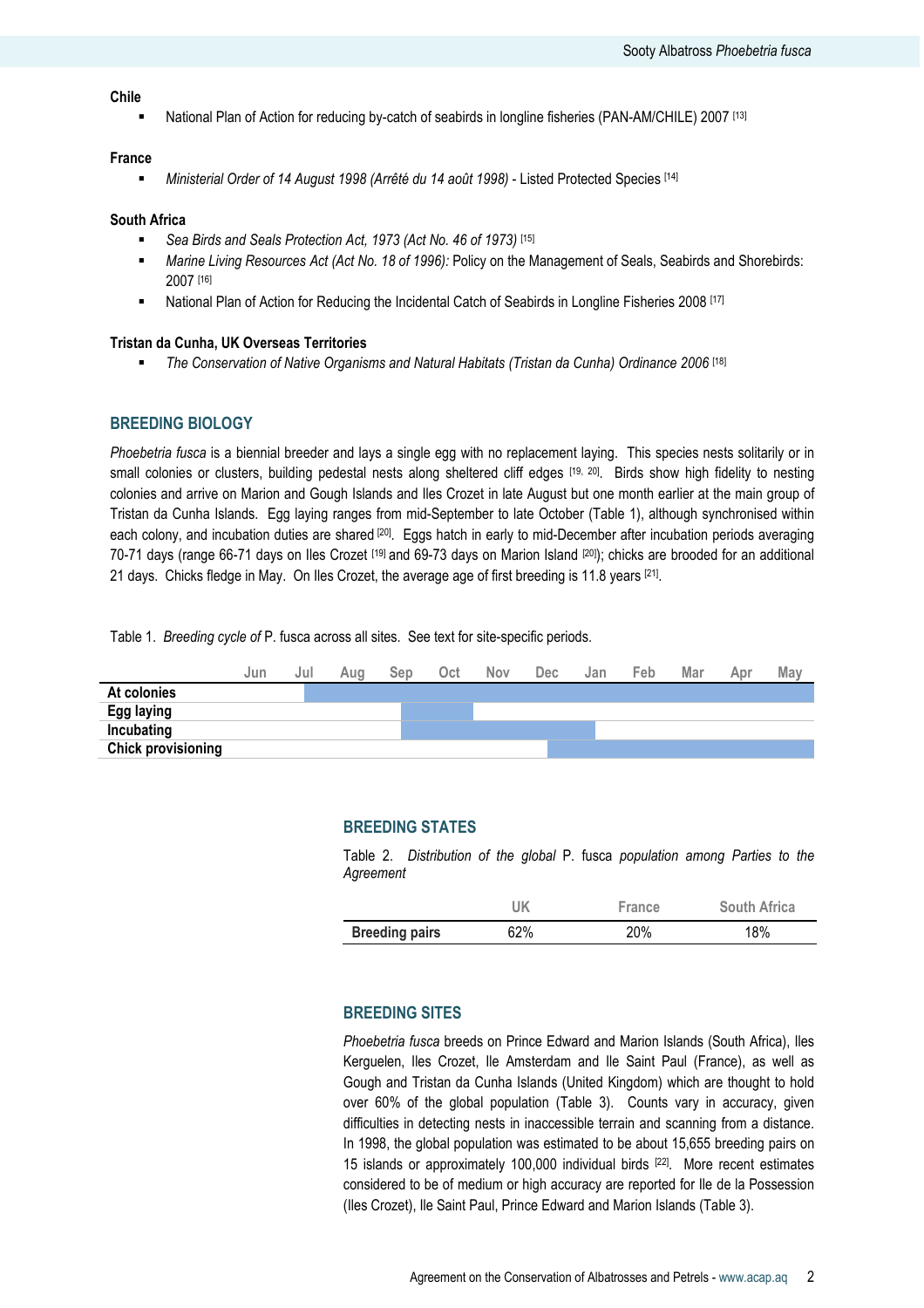**Chile**

- National Plan of Action for reducing by-catch of seabirds in longline fisheries (PAN-AM/CHILE) 2007 [13]

**France**

- *Ministerial Order of 14 August 1998 (Arrêté du 14 août 1998)* - Listed Protected Species [14]

**South Africa**

- *Sea Birds and Seals Protection Act, 1973 (Act No. 46 of 1973)* [15]
- *Marine Living Resources Act (Act No. 18 of 1996):* Policy on the Management of Seals, Seabirds and Shorebirds: 2007 [16]
- National Plan of Action for Reducing the Incidental Catch of Seabirds in Longline Fisheries 2008 [17]

**Tristan da Cunha, UK Overseas Territories**

- *The Conservation of Native Organisms and Natural Habitats (Tristan da Cunha) Ordinance 2006* [18]

## BREEDING BIOLOGY

*Phoebetria fusca* is a biennial breeder and lays a single egg with no replacement laying. This species nests solitarily or in small colonies or clusters, building pedestal nests along sheltered cliff edges [19, 20]. Birds show high fidelity to nesting colonies and arrive on Marion and Gough Islands and Iles Crozet in late August but one month earlier at the main group of Tristan da Cunha Islands. Egg laying ranges from mid-September to late October (Table 1), although synchronised within each colony, and incubation duties are shared [20]. Eggs hatch in early to mid-December after incubation periods averaging 70-71 days (range 66-71 days on Iles Crozet [19] and 69-73 days on Marion Island [20]); chicks are brooded for an additional 21 days. Chicks fledge in May. On Iles Crozet, the average age of first breeding is 11.8 years [21].

Table 1. *Breeding cycle of* P. fusca across all sites. See text for site-specific periods.

| | Jun | Jul | Aug | Sep | Oct | Nov | Dec | Jan | Feb | Mar | Apr | May |
|---|---|---|---|---|---|---|---|---|---|---|---|---|
| **At colonies** | | ■ | ■ | ■ | ■ | ■ | ■ | ■ | ■ | ■ | ■ | ■ |
| **Egg laying** | | | | ■ | ■ | | | | | | | |
| **Incubating** | | | | ■ | ■ | ■ | ■ | ■ | | | | |
| **Chick provisioning** | | | | | | | ■ | ■ | ■ | ■ | ■ | ■ |

## BREEDING STATES

Table 2. *Distribution of the global* P. fusca *population among Parties to the Agreement*

| | UK | France | South Africa |
|---|---|---|---|
| **Breeding pairs** | 62% | 20% | 18% |

## BREEDING SITES

*Phoebetria fusca* breeds on Prince Edward and Marion Islands (South Africa), Iles Kerguelen, Iles Crozet, Ile Amsterdam and Ile Saint Paul (France), as well as Gough and Tristan da Cunha Islands (United Kingdom) which are thought to hold over 60% of the global population (Table 3). Counts vary in accuracy, given difficulties in detecting nests in inaccessible terrain and scanning from a distance. In 1998, the global population was estimated to be about 15,655 breeding pairs on 15 islands or approximately 100,000 individual birds [22]. More recent estimates considered to be of medium or high accuracy are reported for Ile de la Possession (Iles Crozet), Ile Saint Paul, Prince Edward and Marion Islands (Table 3).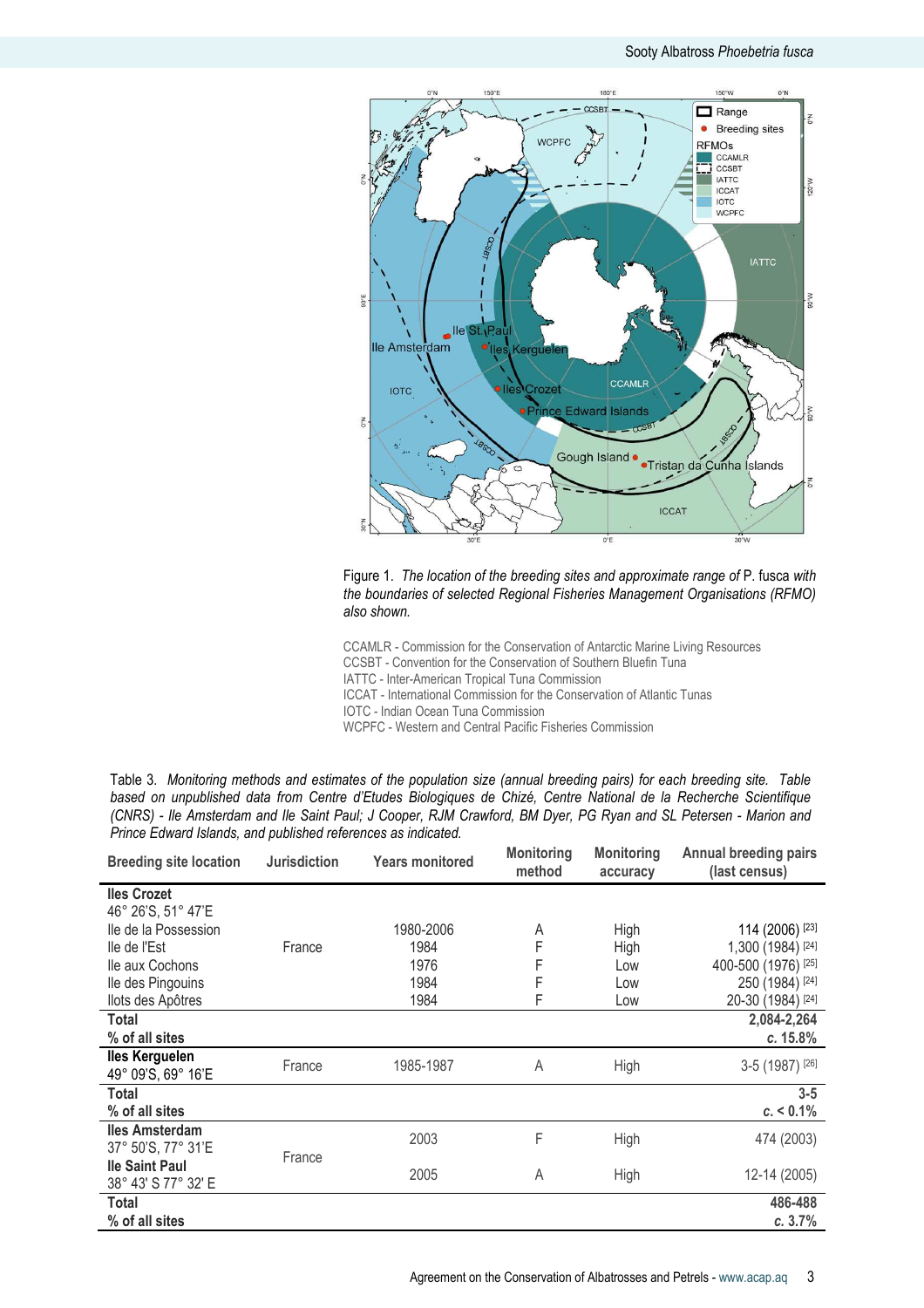Figure 1. *The location of the breeding sites and approximate range of* P. fusca *with the boundaries of selected Regional Fisheries Management Organisations (RFMO) also shown.*

CCAMLR - Commission for the Conservation of Antarctic Marine Living Resources
CCSBT - Convention for the Conservation of Southern Bluefin Tuna
IATTC - Inter-American Tropical Tuna Commission
ICCAT - International Commission for the Conservation of Atlantic Tunas
IOTC - Indian Ocean Tuna Commission
WCPFC - Western and Central Pacific Fisheries Commission

Table 3. *Monitoring methods and estimates of the population size (annual breeding pairs) for each breeding site. Table based on unpublished data from Centre d'Etudes Biologiques de Chizé, Centre National de la Recherche Scientifique (CNRS) - Ile Amsterdam and Ile Saint Paul; J Cooper, RJM Crawford, BM Dyer, PG Ryan and SL Petersen - Marion and Prince Edward Islands, and published references as indicated.*

| Breeding site location | Jurisdiction | Years monitored | Monitoring method | Monitoring accuracy | Annual breeding pairs (last census) |
|---|---|---|---|---|---|
| **Iles Crozet** 46° 26'S, 51° 47'E | | | | | |
| Ile de la Possession | France | 1980-2006 | A | High | 114 (2006) [23] |
| Ile de l'Est | | 1984 | F | High | 1,300 (1984) [24] |
| Ile aux Cochons | | 1976 | F | Low | 400-500 (1976) [25] |
| Ile des Pingouins | | 1984 | F | Low | 250 (1984) [24] |
| Ilots des Apôtres | | 1984 | F | Low | 20-30 (1984) [24] |
| **Total** | | | | | **2,084-2,264** |
| **% of all sites** | | | | | ***c.* 15.8%** |
| **Iles Kerguelen** 49° 09'S, 69° 16'E | France | 1985-1987 | A | High | 3-5 (1987) [26] |
| **Total** | | | | | **3-5** |
| **% of all sites** | | | | | ***c.* < 0.1%** |
| **Iles Amsterdam** 37° 50'S, 77° 31'E | France | 2003 | F | High | 474 (2003) |
| **Ile Saint Paul** 38° 43' S 77° 32' E | | 2005 | A | High | 12-14 (2005) |
| **Total** | | | | | **486-488** |
| **% of all sites** | | | | | ***c.* 3.7%** |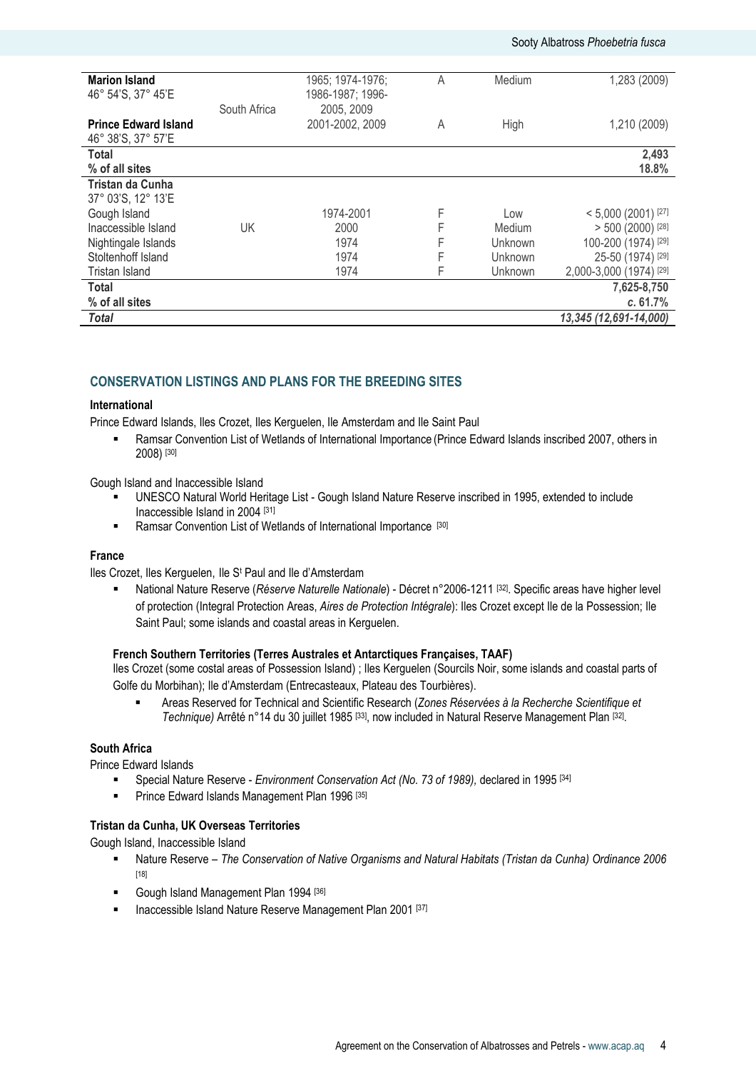| | | | | | |
|---|---|---|---|---|---|
| **Marion Island**<br>46° 54'S, 37° 45'E | South Africa | 1965; 1974-1976; 1986-1987; 1996-2005, 2009 | A | Medium | 1,283 (2009) |
| **Prince Edward Island**<br>46° 38'S, 37° 57'E | | 2001-2002, 2009 | A | High | 1,210 (2009) |
| **Total** | | | | | **2,493** |
| **% of all sites** | | | | | **18.8%** |
| **Tristan da Cunha**<br>37° 03'S, 12° 13'E | | | | | |
| Gough Island | UK | 1974-2001 | F | Low | < 5,000 (2001) [27] |
| Inaccessible Island | | 2000 | F | Medium | > 500 (2000) [28] |
| Nightingale Islands | | 1974 | F | Unknown | 100-200 (1974) [29] |
| Stoltenhoff Island | | 1974 | F | Unknown | 25-50 (1974) [29] |
| Tristan Island | | 1974 | F | Unknown | 2,000-3,000 (1974) [29] |
| **Total** | | | | | **7,625-8,750** |
| **% of all sites** | | | | | ***c.* 61.7%** |
| ***Total*** | | | | | ***13,345 (12,691-14,000)*** |

## CONSERVATION LISTINGS AND PLANS FOR THE BREEDING SITES

### International

Prince Edward Islands, Iles Crozet, Iles Kerguelen, Ile Amsterdam and Ile Saint Paul

- Ramsar Convention List of Wetlands of International Importance (Prince Edward Islands inscribed 2007, others in 2008) [30]

Gough Island and Inaccessible Island

- UNESCO Natural World Heritage List - Gough Island Nature Reserve inscribed in 1995, extended to include Inaccessible Island in 2004 [31]
- Ramsar Convention List of Wetlands of International Importance [30]

### France

Iles Crozet, Iles Kerguelen, Ile St Paul and Ile d'Amsterdam

- National Nature Reserve (*Réserve Naturelle Nationale*) - Décret n°2006-1211 [32]. Specific areas have higher level of protection (Integral Protection Areas, *Aires de Protection Intégrale*): Iles Crozet except Ile de la Possession; Ile Saint Paul; some islands and coastal areas in Kerguelen.

#### French Southern Territories (Terres Australes et Antarctiques Françaises, TAAF)

Iles Crozet (some costal areas of Possession Island) ; Iles Kerguelen (Sourcils Noir, some islands and coastal parts of Golfe du Morbihan); Ile d'Amsterdam (Entrecasteaux, Plateau des Tourbières).

- Areas Reserved for Technical and Scientific Research (*Zones Réservées à la Recherche Scientifique et Technique)* Arrêté n°14 du 30 juillet 1985 [33], now included in Natural Reserve Management Plan [32].

### South Africa

Prince Edward Islands

- Special Nature Reserve - *Environment Conservation Act (No. 73 of 1989),* declared in 1995 [34]
- Prince Edward Islands Management Plan 1996 [35]

### Tristan da Cunha, UK Overseas Territories

Gough Island, Inaccessible Island

- Nature Reserve – *The Conservation of Native Organisms and Natural Habitats (Tristan da Cunha) Ordinance 2006* [18]
- Gough Island Management Plan 1994 [36]
- Inaccessible Island Nature Reserve Management Plan 2001 [37]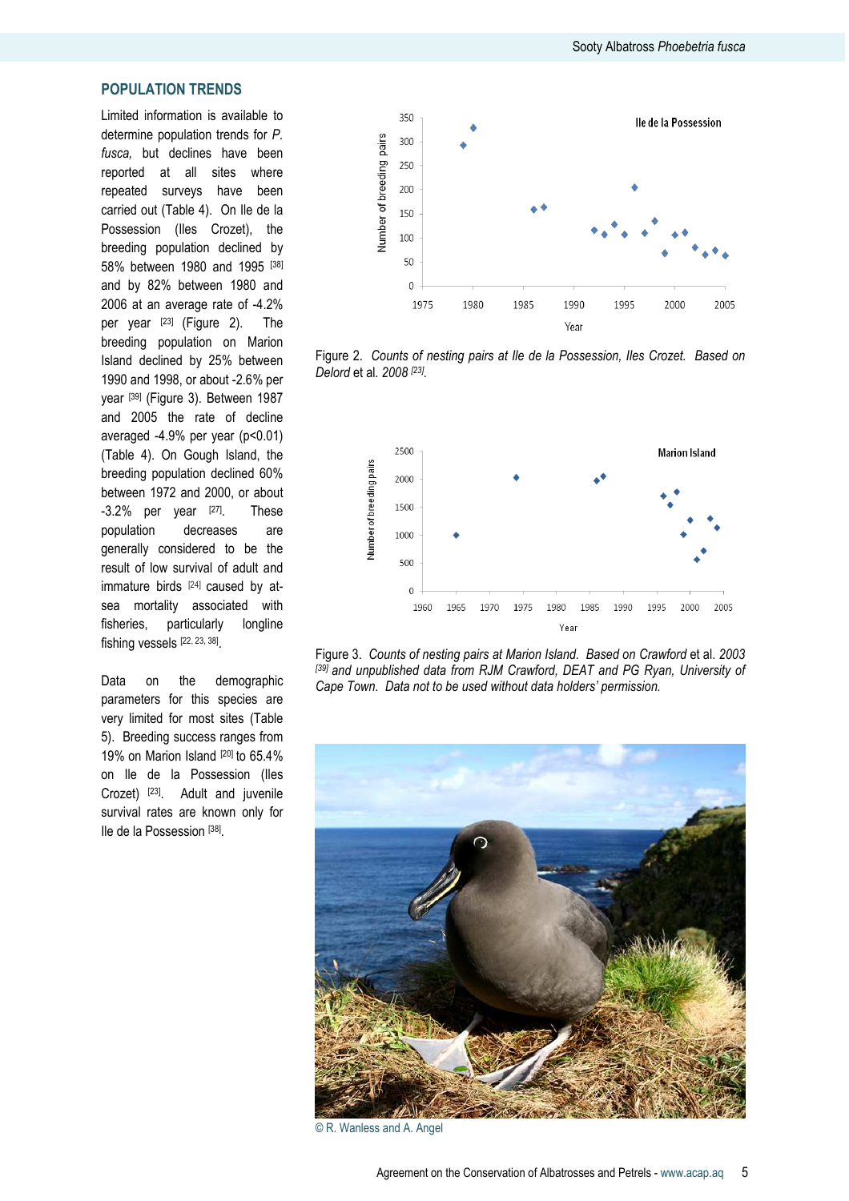## POPULATION TRENDS

Limited information is available to determine population trends for *P. fusca,* but declines have been reported at all sites where repeated surveys have been carried out (Table 4). On Ile de la Possession (Iles Crozet), the breeding population declined by 58% between 1980 and 1995 [38] and by 82% between 1980 and 2006 at an average rate of -4.2% per year [23] (Figure 2). The breeding population on Marion Island declined by 25% between 1990 and 1998, or about -2.6% per year [39] (Figure 3). Between 1987 and 2005 the rate of decline averaged -4.9% per year ($p<0.01$) (Table 4). On Gough Island, the breeding population declined 60% between 1972 and 2000, or about -3.2% per year [27]. These population decreases are generally considered to be the result of low survival of adult and immature birds [24] caused by at-sea mortality associated with fisheries, particularly longline fishing vessels [22, 23, 38].

Data on the demographic parameters for this species are very limited for most sites (Table 5). Breeding success ranges from 19% on Marion Island [20] to 65.4% on Ile de la Possession (Iles Crozet) [23]. Adult and juvenile survival rates are known only for Ile de la Possession [38].

Figure 2. *Counts of nesting pairs at Ile de la Possession, Iles Crozet. Based on Delord* et al. *2008* [23].

Figure 3. *Counts of nesting pairs at Marion Island. Based on Crawford* et al. *2003* [39] *and unpublished data from RJM Crawford, DEAT and PG Ryan, University of Cape Town. Data not to be used without data holders' permission.*

© R. Wanless and A. Angel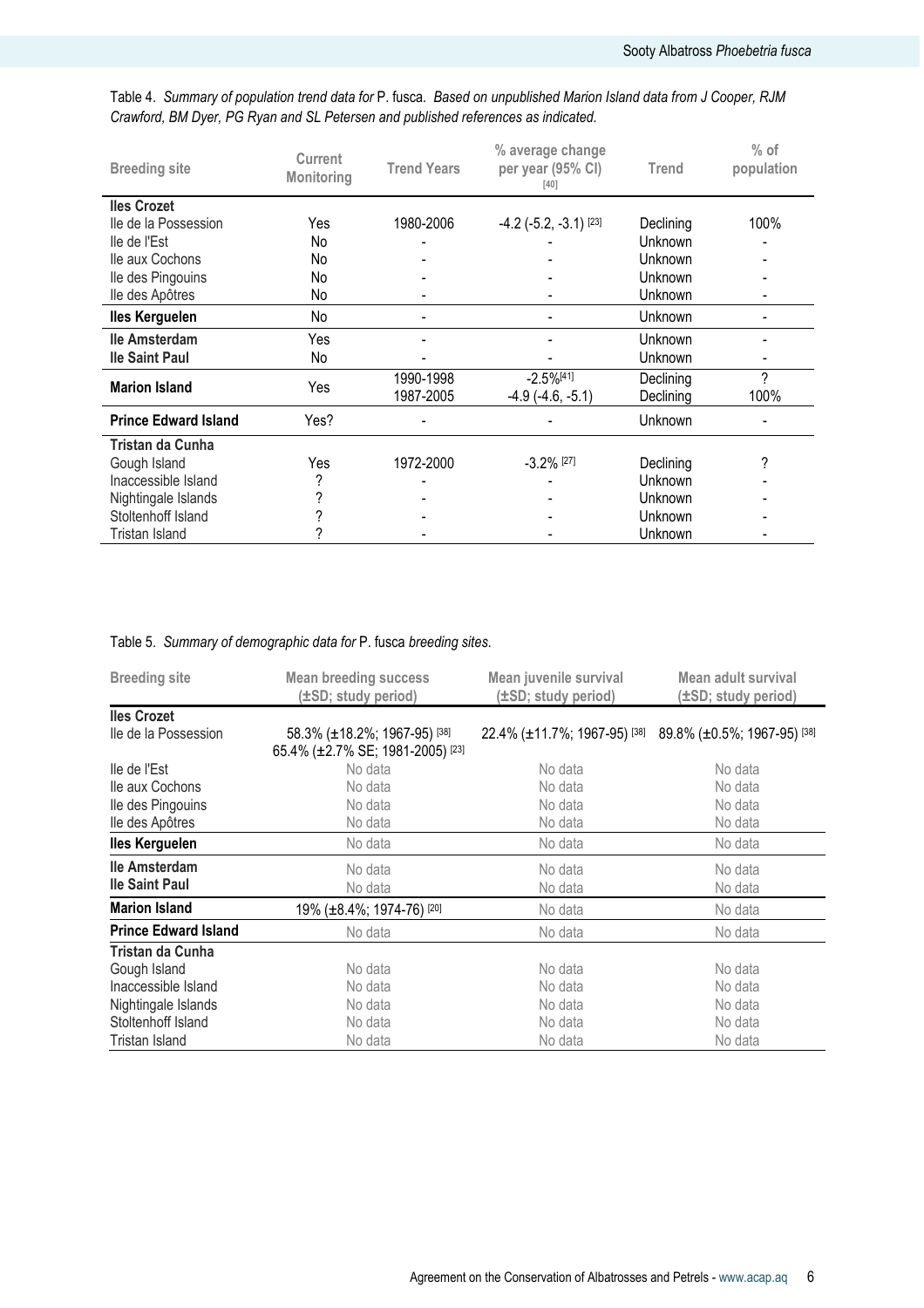Table 4. *Summary of population trend data for* P. fusca*. Based on unpublished Marion Island data from J Cooper, RJM Crawford, BM Dyer, PG Ryan and SL Petersen and published references as indicated.*

| Breeding site | Current Monitoring | Trend Years | % average change per year (95% CI) [40] | Trend | % of population |
|---|---|---|---|---|---|
| **Iles Crozet** | | | | | |
| Ile de la Possession | Yes | 1980-2006 | -4.2 (-5.2, -3.1) [23] | Declining | 100% |
| Ile de l'Est | No | - | - | Unknown | - |
| Ile aux Cochons | No | - | - | Unknown | - |
| Ile des Pingouins | No | - | - | Unknown | - |
| Ile des Apôtres | No | - | - | Unknown | - |
| **Iles Kerguelen** | No | - | - | Unknown | - |
| **Ile Amsterdam** | Yes | - | - | Unknown | - |
| **Ile Saint Paul** | No | - | - | Unknown | - |
| **Marion Island** | Yes | 1990-1998 | -2.5% [41] | Declining | ? |
| | | 1987-2005 | -4.9 (-4.6, -5.1) | Declining | 100% |
| **Prince Edward Island** | Yes? | - | - | Unknown | - |
| **Tristan da Cunha** | | | | | |
| Gough Island | Yes | 1972-2000 | -3.2% [27] | Declining | ? |
| Inaccessible Island | ? | - | - | Unknown | - |
| Nightingale Islands | ? | - | - | Unknown | - |
| Stoltenhoff Island | ? | - | - | Unknown | - |
| Tristan Island | ? | - | - | Unknown | - |

Table 5. *Summary of demographic data for* P. fusca *breeding sites.*

| Breeding site | Mean breeding success (±SD; study period) | Mean juvenile survival (±SD; study period) | Mean adult survival (±SD; study period) |
|---|---|---|---|
| **Iles Crozet** | | | |
| Ile de la Possession | 58.3% (±18.2%; 1967-95) [38]<br>65.4% (±2.7% SE; 1981-2005) [23] | 22.4% (±11.7%; 1967-95) [38] | 89.8% (±0.5%; 1967-95) [38] |
| Ile de l'Est | No data | No data | No data |
| Ile aux Cochons | No data | No data | No data |
| Ile des Pingouins | No data | No data | No data |
| Ile des Apôtres | No data | No data | No data |
| **Iles Kerguelen** | No data | No data | No data |
| **Ile Amsterdam** | No data | No data | No data |
| **Ile Saint Paul** | No data | No data | No data |
| **Marion Island** | 19% (±8.4%; 1974-76) [20] | No data | No data |
| **Prince Edward Island** | No data | No data | No data |
| **Tristan da Cunha** | | | |
| Gough Island | No data | No data | No data |
| Inaccessible Island | No data | No data | No data |
| Nightingale Islands | No data | No data | No data |
| Stoltenhoff Island | No data | No data | No data |
| Tristan Island | No data | No data | No data |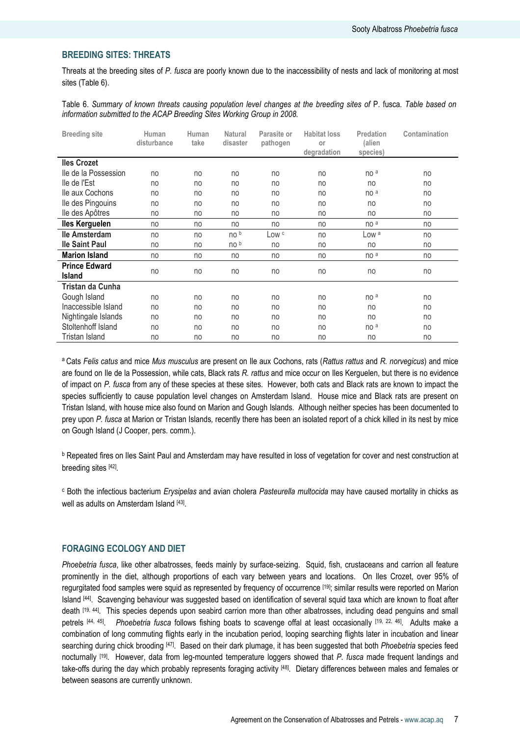## BREEDING SITES: THREATS

Threats at the breeding sites of *P. fusca* are poorly known due to the inaccessibility of nests and lack of monitoring at most sites (Table 6).

Table 6. *Summary of known threats causing population level changes at the breeding sites of* P. fusca*. Table based on information submitted to the ACAP Breeding Sites Working Group in 2008.*

| Breeding site | Human disturbance | Human take | Natural disaster | Parasite or pathogen | Habitat loss or degradation | Predation (alien species) | Contamination |
|---|---|---|---|---|---|---|---|
| **Iles Crozet** | | | | | | | |
| Ile de la Possession | no | no | no | no | no | no [a] | no |
| Ile de l'Est | no | no | no | no | no | no | no |
| Ile aux Cochons | no | no | no | no | no | no [a] | no |
| Ile des Pingouins | no | no | no | no | no | no | no |
| Ile des Apôtres | no | no | no | no | no | no | no |
| **Iles Kerguelen** | no | no | no | no | no | no [a] | no |
| **Ile Amsterdam** | no | no | no [b] | Low [c] | no | Low [a] | no |
| **Ile Saint Paul** | no | no | no [b] | no | no | no | no |
| **Marion Island** | no | no | no | no | no | no [a] | no |
| **Prince Edward Island** | no | no | no | no | no | no | no |
| **Tristan da Cunha** | | | | | | | |
| Gough Island | no | no | no | no | no | no [a] | no |
| Inaccessible Island | no | no | no | no | no | no | no |
| Nightingale Islands | no | no | no | no | no | no | no |
| Stoltenhoff Island | no | no | no | no | no | no [a] | no |
| Tristan Island | no | no | no | no | no | no | no |

[a] Cats *Felis catus* and mice *Mus musculus* are present on Ile aux Cochons, rats (*Rattus rattus* and *R. norvegicus*) and mice are found on Ile de la Possession, while cats, Black rats *R. rattus* and mice occur on Iles Kerguelen, but there is no evidence of impact on *P. fusca* from any of these species at these sites. However, both cats and Black rats are known to impact the species sufficiently to cause population level changes on Amsterdam Island. House mice and Black rats are present on Tristan Island, with house mice also found on Marion and Gough Islands. Although neither species has been documented to prey upon *P. fusca* at Marion or Tristan Islands, recently there has been an isolated report of a chick killed in its nest by mice on Gough Island (J Cooper, pers. comm.).

[b] Repeated fires on Iles Saint Paul and Amsterdam may have resulted in loss of vegetation for cover and nest construction at breeding sites [42].

[c] Both the infectious bacterium *Erysipelas* and avian cholera *Pasteurella multocida* may have caused mortality in chicks as well as adults on Amsterdam Island [43].

## FORAGING ECOLOGY AND DIET

*Phoebetria fusca*, like other albatrosses, feeds mainly by surface-seizing. Squid, fish, crustaceans and carrion all feature prominently in the diet, although proportions of each vary between years and locations. On Iles Crozet, over 95% of regurgitated food samples were squid as represented by frequency of occurrence [19]; similar results were reported on Marion Island [44]. Scavenging behaviour was suggested based on identification of several squid taxa which are known to float after death [19, 44]. This species depends upon seabird carrion more than other albatrosses, including dead penguins and small petrels [44, 45]. *Phoebetria fusca* follows fishing boats to scavenge offal at least occasionally [19, 22, 46]. Adults make a combination of long commuting flights early in the incubation period, looping searching flights later in incubation and linear searching during chick brooding [47]. Based on their dark plumage, it has been suggested that both *Phoebetria* species feed nocturnally [19]. However, data from leg-mounted temperature loggers showed that *P. fusca* made frequent landings and take-offs during the day which probably represents foraging activity [48]. Dietary differences between males and females or between seasons are currently unknown.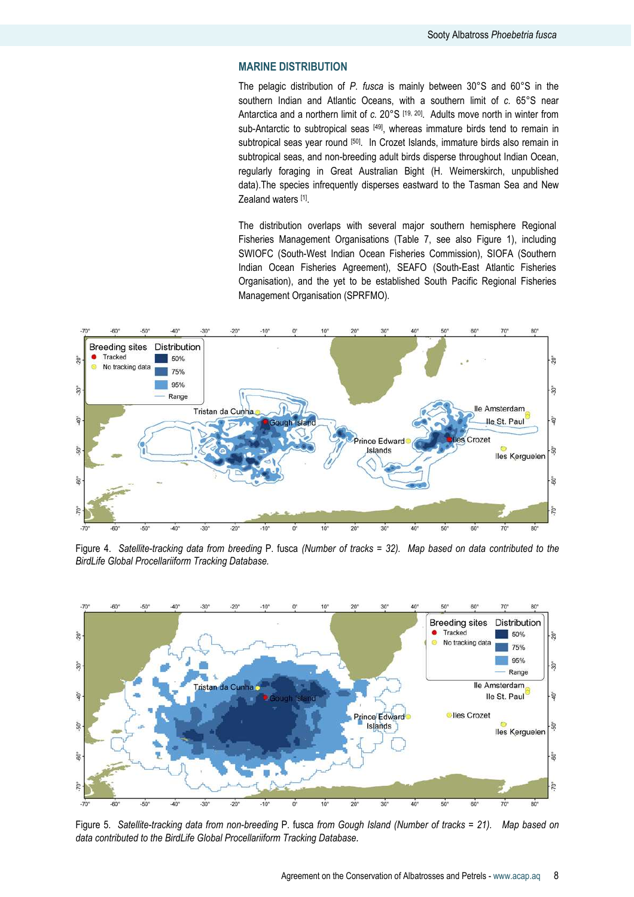## MARINE DISTRIBUTION

The pelagic distribution of *P. fusca* is mainly between 30°S and 60°S in the southern Indian and Atlantic Oceans, with a southern limit of *c.* 65°S near Antarctica and a northern limit of *c.* 20°S [19, 20]. Adults move north in winter from sub-Antarctic to subtropical seas [49], whereas immature birds tend to remain in subtropical seas year round [50]. In Crozet Islands, immature birds also remain in subtropical seas, and non-breeding adult birds disperse throughout Indian Ocean, regularly foraging in Great Australian Bight (H. Weimerskirch, unpublished data).The species infrequently disperses eastward to the Tasman Sea and New Zealand waters [1].

The distribution overlaps with several major southern hemisphere Regional Fisheries Management Organisations (Table 7, see also Figure 1), including SWIOFC (South-West Indian Ocean Fisheries Commission), SIOFA (Southern Indian Ocean Fisheries Agreement), SEAFO (South-East Atlantic Fisheries Organisation), and the yet to be established South Pacific Regional Fisheries Management Organisation (SPRFMO).

Figure 4. *Satellite-tracking data from breeding* P. fusca *(Number of tracks = 32). Map based on data contributed to the BirdLife Global Procellariiform Tracking Database.*

Figure 5. *Satellite-tracking data from non-breeding* P. fusca *from Gough Island (Number of tracks = 21). Map based on data contributed to the BirdLife Global Procellariiform Tracking Database.*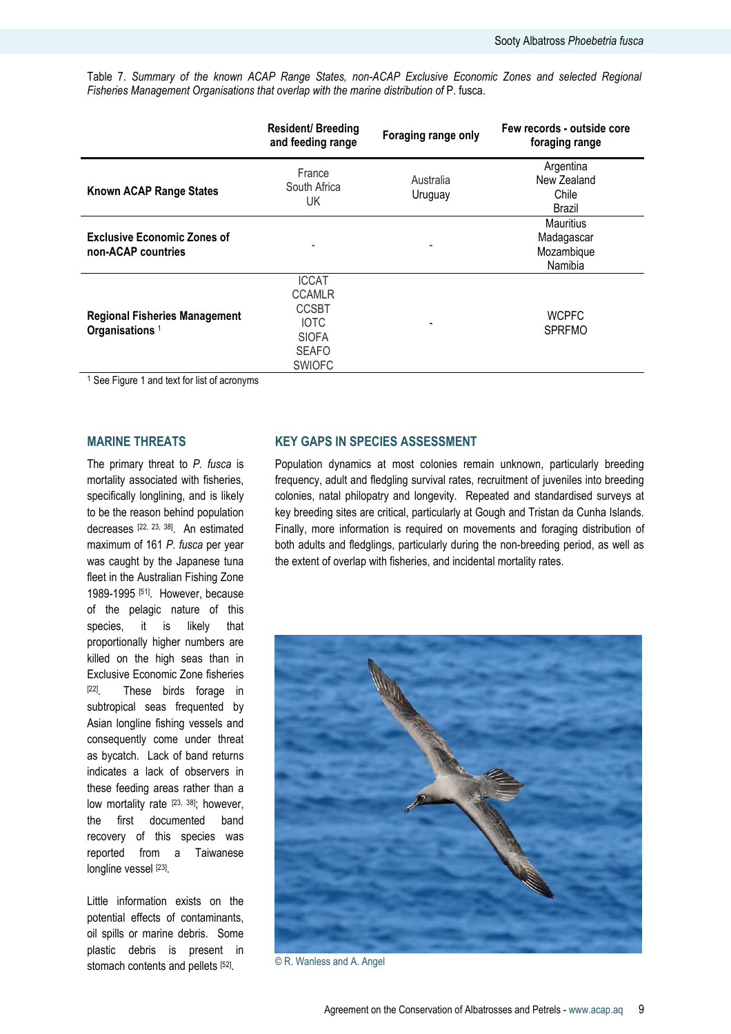Table 7. *Summary of the known ACAP Range States, non-ACAP Exclusive Economic Zones and selected Regional Fisheries Management Organisations that overlap with the marine distribution of* P. fusca.

| | Resident/ Breeding and feeding range | Foraging range only | Few records - outside core foraging range |
|---|---|---|---|
| **Known ACAP Range States** | France<br>South Africa<br>UK | Australia<br>Uruguay | Argentina<br>New Zealand<br>Chile<br>Brazil |
| **Exclusive Economic Zones of non-ACAP countries** | - | - | Mauritius<br>Madagascar<br>Mozambique<br>Namibia |
| **Regional Fisheries Management Organisations** [1] | ICCAT<br>CCAMLR<br>CCSBT<br>IOTC<br>SIOFA<br>SEAFO<br>SWIOFC | - | WCPFC<br>SPRFMO |

[1] See Figure 1 and text for list of acronyms

## MARINE THREATS

The primary threat to *P. fusca* is mortality associated with fisheries, specifically longlining, and is likely to be the reason behind population decreases [22, 23, 38]. An estimated maximum of 161 *P. fusca* per year was caught by the Japanese tuna fleet in the Australian Fishing Zone 1989-1995 [51]. However, because of the pelagic nature of this species, it is likely that proportionally higher numbers are killed on the high seas than in Exclusive Economic Zone fisheries [22]. These birds forage in subtropical seas frequented by Asian longline fishing vessels and consequently come under threat as bycatch. Lack of band returns indicates a lack of observers in these feeding areas rather than a low mortality rate [23, 38]; however, the first documented band recovery of this species was reported from a Taiwanese longline vessel [23].

Little information exists on the potential effects of contaminants, oil spills or marine debris. Some plastic debris is present in stomach contents and pellets [52].

## KEY GAPS IN SPECIES ASSESSMENT

Population dynamics at most colonies remain unknown, particularly breeding frequency, adult and fledgling survival rates, recruitment of juveniles into breeding colonies, natal philopatry and longevity. Repeated and standardised surveys at key breeding sites are critical, particularly at Gough and Tristan da Cunha Islands. Finally, more information is required on movements and foraging distribution of both adults and fledglings, particularly during the non-breeding period, as well as the extent of overlap with fisheries, and incidental mortality rates.

© R. Wanless and A. Angel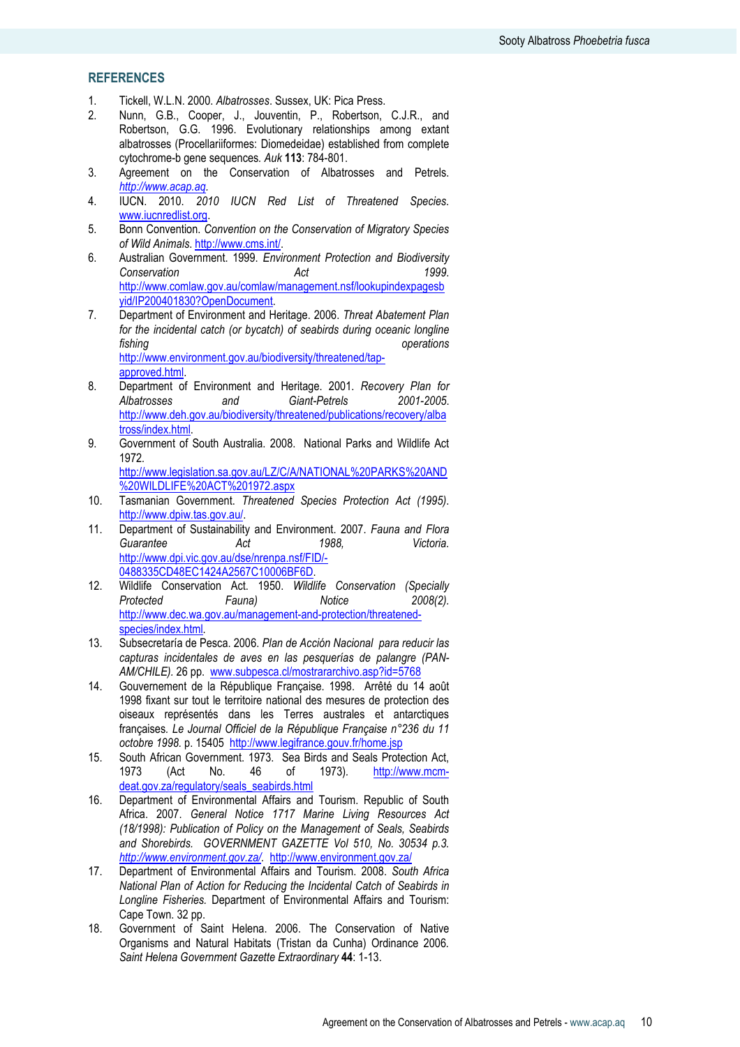## REFERENCES

1. Tickell, W.L.N. 2000. *Albatrosses*. Sussex, UK: Pica Press.
2. Nunn, G.B., Cooper, J., Jouventin, P., Robertson, C.J.R., and Robertson, G.G. 1996. Evolutionary relationships among extant albatrosses (Procellariiformes: Diomedeidae) established from complete cytochrome-b gene sequences. *Auk* **113**: 784-801.
3. Agreement on the Conservation of Albatrosses and Petrels. *http://www.acap.aq*.
4. IUCN. 2010. *2010 IUCN Red List of Threatened Species*. www.iucnredlist.org.
5. Bonn Convention. *Convention on the Conservation of Migratory Species of Wild Animals*. http://www.cms.int/.
6. Australian Government. 1999. *Environment Protection and Biodiversity Conservation Act 1999*. http://www.comlaw.gov.au/comlaw/management.nsf/lookupindexpagesbyid/IP200401830?OpenDocument.
7. Department of Environment and Heritage. 2006. *Threat Abatement Plan for the incidental catch (or bycatch) of seabirds during oceanic longline fishing operations* http://www.environment.gov.au/biodiversity/threatened/tap-approved.html.
8. Department of Environment and Heritage. 2001. *Recovery Plan for Albatrosses and Giant-Petrels 2001-2005*. http://www.deh.gov.au/biodiversity/threatened/publications/recovery/albatross/index.html.
9. Government of South Australia. 2008. National Parks and Wildlife Act 1972. http://www.legislation.sa.gov.au/LZ/C/A/NATIONAL%20PARKS%20AND%20WILDLIFE%20ACT%201972.aspx
10. Tasmanian Government. *Threatened Species Protection Act (1995)*. http://www.dpiw.tas.gov.au/.
11. Department of Sustainability and Environment. 2007. *Fauna and Flora Guarantee Act 1988, Victoria*. http://www.dpi.vic.gov.au/dse/nrenpa.nsf/FID/-0488335CD48EC1424A2567C10006BF6D.
12. Wildlife Conservation Act. 1950. *Wildlife Conservation (Specially Protected Fauna) Notice 2008(2)*. http://www.dec.wa.gov.au/management-and-protection/threatened-species/index.html.
13. Subsecretaría de Pesca. 2006. *Plan de Acción Nacional para reducir las capturas incidentales de aves en las pesquerías de palangre (PAN-AM/CHILE)*. 26 pp. www.subpesca.cl/mostrararchivo.asp?id=5768
14. Gouvernement de la République Française. 1998. Arrêté du 14 août 1998 fixant sur tout le territoire national des mesures de protection des oiseaux représentés dans les Terres australes et antarctiques françaises. *Le Journal Officiel de la République Française n°236 du 11 octobre 1998.* p. 15405 http://www.legifrance.gouv.fr/home.jsp
15. South African Government. 1973. Sea Birds and Seals Protection Act, 1973 (Act No. 46 of 1973). http://www.mcm-deat.gov.za/regulatory/seals_seabirds.html
16. Department of Environmental Affairs and Tourism. Republic of South Africa. 2007. *General Notice 1717 Marine Living Resources Act (18/1998): Publication of Policy on the Management of Seals, Seabirds and Shorebirds. GOVERNMENT GAZETTE Vol 510, No. 30534 p.3. http://www.environment.gov.za/.* http://www.environment.gov.za/
17. Department of Environmental Affairs and Tourism. 2008. *South Africa National Plan of Action for Reducing the Incidental Catch of Seabirds in Longline Fisheries.* Department of Environmental Affairs and Tourism: Cape Town. 32 pp.
18. Government of Saint Helena. 2006. The Conservation of Native Organisms and Natural Habitats (Tristan da Cunha) Ordinance 2006. *Saint Helena Government Gazette Extraordinary* **44**: 1-13.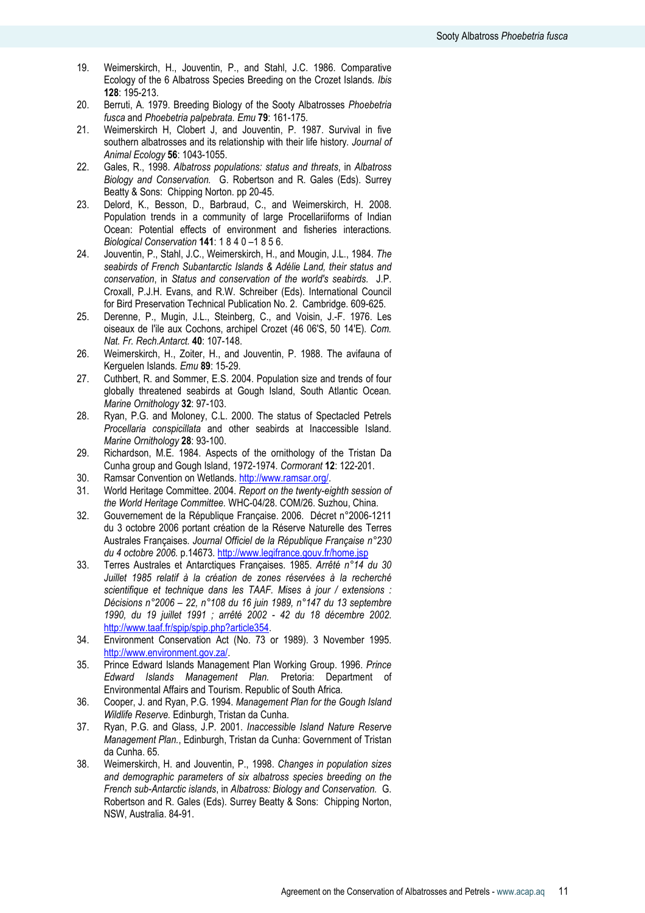19. Weimerskirch, H., Jouventin, P., and Stahl, J.C. 1986. Comparative Ecology of the 6 Albatross Species Breeding on the Crozet Islands. *Ibis* **128**: 195-213.
20. Berruti, A. 1979. Breeding Biology of the Sooty Albatrosses *Phoebetria fusca* and *Phoebetria palpebrata. Emu* **79**: 161-175.
21. Weimerskirch H, Clobert J, and Jouventin, P. 1987. Survival in five southern albatrosses and its relationship with their life history. *Journal of Animal Ecology* **56**: 1043-1055.
22. Gales, R., 1998. *Albatross populations: status and threats*, in *Albatross Biology and Conservation.* G. Robertson and R. Gales (Eds). Surrey Beatty & Sons: Chipping Norton. pp 20-45.
23. Delord, K., Besson, D., Barbraud, C., and Weimerskirch, H. 2008. Population trends in a community of large Procellariiforms of Indian Ocean: Potential effects of environment and fisheries interactions. *Biological Conservation* **141**: 1 8 4 0 –1 8 5 6.
24. Jouventin, P., Stahl, J.C., Weimerskirch, H., and Mougin, J.L., 1984. *The seabirds of French Subantarctic Islands & Adélie Land, their status and conservation*, in *Status and conservation of the world's seabirds.* J.P. Croxall, P.J.H. Evans, and R.W. Schreiber (Eds). International Council for Bird Preservation Technical Publication No. 2. Cambridge. 609-625.
25. Derenne, P., Mugin, J.L., Steinberg, C., and Voisin, J.-F. 1976. Les oiseaux de l'ile aux Cochons, archipel Crozet (46 06'S, 50 14'E). *Com. Nat. Fr. Rech.Antarct.* **40**: 107-148.
26. Weimerskirch, H., Zoiter, H., and Jouventin, P. 1988. The avifauna of Kerguelen Islands. *Emu* **89**: 15-29.
27. Cuthbert, R. and Sommer, E.S. 2004. Population size and trends of four globally threatened seabirds at Gough Island, South Atlantic Ocean. *Marine Ornithology* **32**: 97-103.
28. Ryan, P.G. and Moloney, C.L. 2000. The status of Spectacled Petrels *Procellaria conspicillata* and other seabirds at Inaccessible Island. *Marine Ornithology* **28**: 93-100.
29. Richardson, M.E. 1984. Aspects of the ornithology of the Tristan Da Cunha group and Gough Island, 1972-1974. *Cormorant* **12**: 122-201.
30. Ramsar Convention on Wetlands. http://www.ramsar.org/.
31. World Heritage Committee. 2004. *Report on the twenty-eighth session of the World Heritage Committee.* WHC-04/28. COM/26. Suzhou, China.
32. Gouvernement de la République Française. 2006. Décret n°2006-1211 du 3 octobre 2006 portant création de la Réserve Naturelle des Terres Australes Françaises. *Journal Officiel de la République Française n°230 du 4 octobre 2006.* p.14673. http://www.legifrance.gouv.fr/home.jsp
33. Terres Australes et Antarctiques Françaises. 1985. *Arrêté n°14 du 30 Juillet 1985 relatif à la création de zones réservées à la recherché scientifique et technique dans les TAAF. Mises à jour / extensions : Décisions n°2006 – 22, n°108 du 16 juin 1989, n°147 du 13 septembre 1990, du 19 juillet 1991 ; arrêté 2002 - 42 du 18 décembre 2002.* http://www.taaf.fr/spip/spip.php?article354.
34. Environment Conservation Act (No. 73 or 1989). 3 November 1995. http://www.environment.gov.za/.
35. Prince Edward Islands Management Plan Working Group. 1996. *Prince Edward Islands Management Plan.* Pretoria: Department of Environmental Affairs and Tourism. Republic of South Africa.
36. Cooper, J. and Ryan, P.G. 1994. *Management Plan for the Gough Island Wildlife Reserve.* Edinburgh, Tristan da Cunha.
37. Ryan, P.G. and Glass, J.P. 2001. *Inaccessible Island Nature Reserve Management Plan.*, Edinburgh, Tristan da Cunha: Government of Tristan da Cunha. 65.
38. Weimerskirch, H. and Jouventin, P., 1998. *Changes in population sizes and demographic parameters of six albatross species breeding on the French sub-Antarctic islands*, in *Albatross: Biology and Conservation.* G. Robertson and R. Gales (Eds). Surrey Beatty & Sons: Chipping Norton, NSW, Australia. 84-91.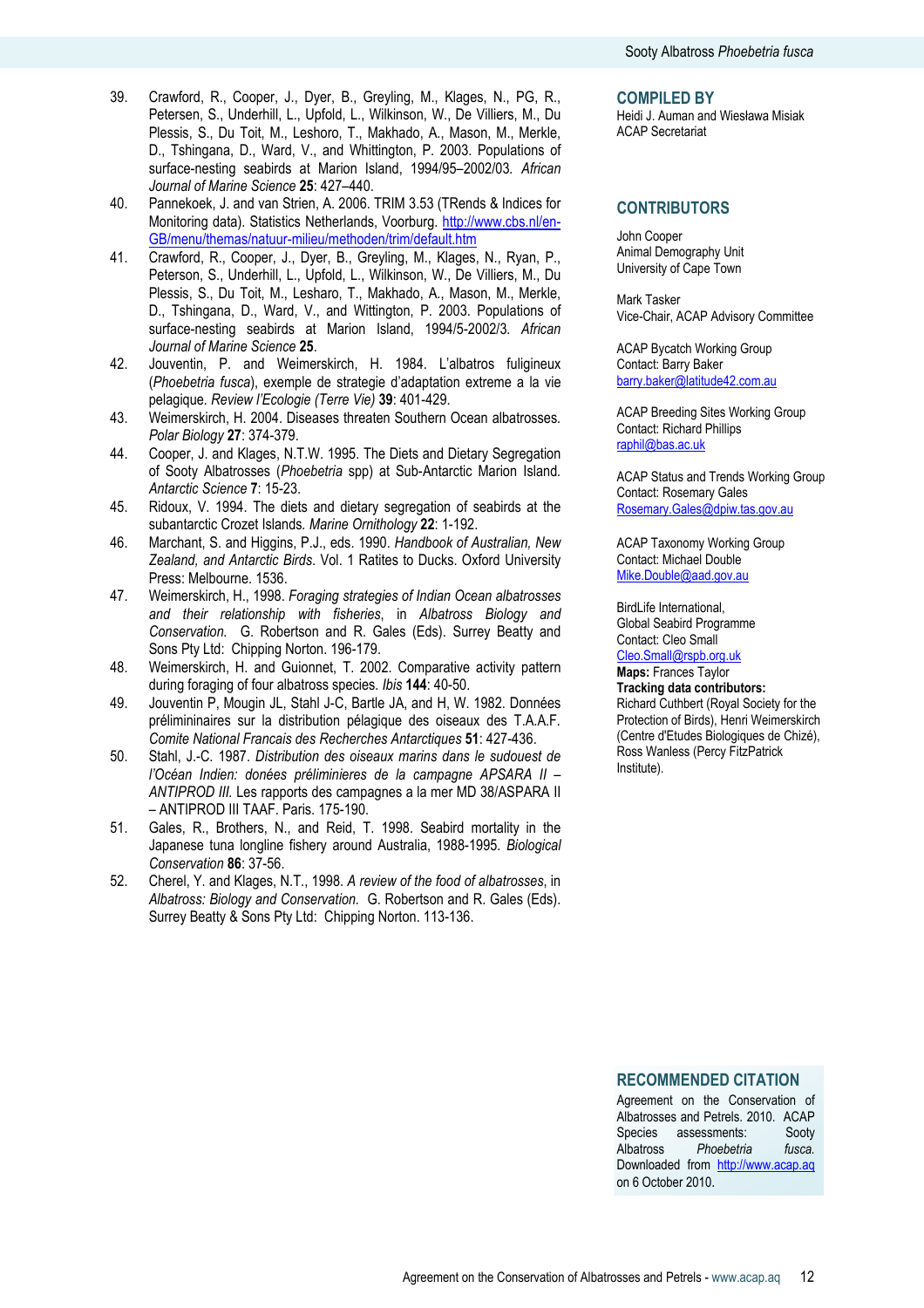39. Crawford, R., Cooper, J., Dyer, B., Greyling, M., Klages, N., PG, R., Petersen, S., Underhill, L., Upfold, L., Wilkinson, W., De Villiers, M., Du Plessis, S., Du Toit, M., Leshoro, T., Makhado, A., Mason, M., Merkle, D., Tshingana, D., Ward, V., and Whittington, P. 2003. Populations of surface-nesting seabirds at Marion Island, 1994/95–2002/03. *African Journal of Marine Science* **25**: 427–440.
40. Pannekoek, J. and van Strien, A. 2006. TRIM 3.53 (TRends & Indices for Monitoring data). Statistics Netherlands, Voorburg. http://www.cbs.nl/en-GB/menu/themas/natuur-milieu/methoden/trim/default.htm
41. Crawford, R., Cooper, J., Dyer, B., Greyling, M., Klages, N., Ryan, P., Peterson, S., Underhill, L., Upfold, L., Wilkinson, W., De Villiers, M., Du Plessis, S., Du Toit, M., Lesharo, T., Makhado, A., Mason, M., Merkle, D., Tshingana, D., Ward, V., and Wittington, P. 2003. Populations of surface-nesting seabirds at Marion Island, 1994/5-2002/3. *African Journal of Marine Science* **25**.
42. Jouventin, P. and Weimerskirch, H. 1984. L'albatros fuligineux (*Phoebetria fusca*), exemple de strategie d'adaptation extreme a la vie pelagique. *Review l'Ecologie (Terre Vie)* **39**: 401-429.
43. Weimerskirch, H. 2004. Diseases threaten Southern Ocean albatrosses. *Polar Biology* **27**: 374-379.
44. Cooper, J. and Klages, N.T.W. 1995. The Diets and Dietary Segregation of Sooty Albatrosses (*Phoebetria* spp) at Sub-Antarctic Marion Island. *Antarctic Science* **7**: 15-23.
45. Ridoux, V. 1994. The diets and dietary segregation of seabirds at the subantarctic Crozet Islands. *Marine Ornithology* **22**: 1-192.
46. Marchant, S. and Higgins, P.J., eds. 1990. *Handbook of Australian, New Zealand, and Antarctic Birds*. Vol. 1 Ratites to Ducks. Oxford University Press: Melbourne. 1536.
47. Weimerskirch, H., 1998. *Foraging strategies of Indian Ocean albatrosses and their relationship with fisheries*, in *Albatross Biology and Conservation*. G. Robertson and R. Gales (Eds). Surrey Beatty and Sons Pty Ltd: Chipping Norton. 196-179.
48. Weimerskirch, H. and Guionnet, T. 2002. Comparative activity pattern during foraging of four albatross species. *Ibis* **144**: 40-50.
49. Jouventin P, Mougin JL, Stahl J-C, Bartle JA, and H, W. 1982. Données prélimininaires sur la distribution pélagique des oiseaux des T.A.A.F. *Comite National Francais des Recherches Antarctiques* **51**: 427-436.
50. Stahl, J.-C. 1987. *Distribution des oiseaux marins dans le sudouest de l'Océan Indien: donées prélimenieres de la campagne APSARA II – ANTIPROD III.* Les rapports des campagnes a la mer MD 38/ASPARA II – ANTIPROD III TAAF. Paris. 175-190.
51. Gales, R., Brothers, N., and Reid, T. 1998. Seabird mortality in the Japanese tuna longline fishery around Australia, 1988-1995. *Biological Conservation* **86**: 37-56.
52. Cherel, Y. and Klages, N.T., 1998. *A review of the food of albatrosses*, in *Albatross: Biology and Conservation.* G. Robertson and R. Gales (Eds). Surrey Beatty & Sons Pty Ltd: Chipping Norton. 113-136.

## COMPILED BY

Heidi J. Auman and Wiesława Misiak
ACAP Secretariat

## CONTRIBUTORS

John Cooper
Animal Demography Unit
University of Cape Town

Mark Tasker
Vice-Chair, ACAP Advisory Committee

ACAP Bycatch Working Group
Contact: Barry Baker
barry.baker@latitude42.com.au

ACAP Breeding Sites Working Group
Contact: Richard Phillips
raphil@bas.ac.uk

ACAP Status and Trends Working Group
Contact: Rosemary Gales
Rosemary.Gales@dpiw.tas.gov.au

ACAP Taxonomy Working Group
Contact: Michael Double
Mike.Double@aad.gov.au

BirdLife International,
Global Seabird Programme
Contact: Cleo Small
Cleo.Small@rspb.org.uk
**Maps:** Frances Taylor
**Tracking data contributors:**
Richard Cuthbert (Royal Society for the Protection of Birds), Henri Weimerskirch (Centre d'Etudes Biologiques de Chizé), Ross Wanless (Percy FitzPatrick Institute).

## RECOMMENDED CITATION

Agreement on the Conservation of Albatrosses and Petrels. 2010. ACAP Species assessments: Sooty Albatross *Phoebetria fusca.* Downloaded from http://www.acap.aq on 6 October 2010.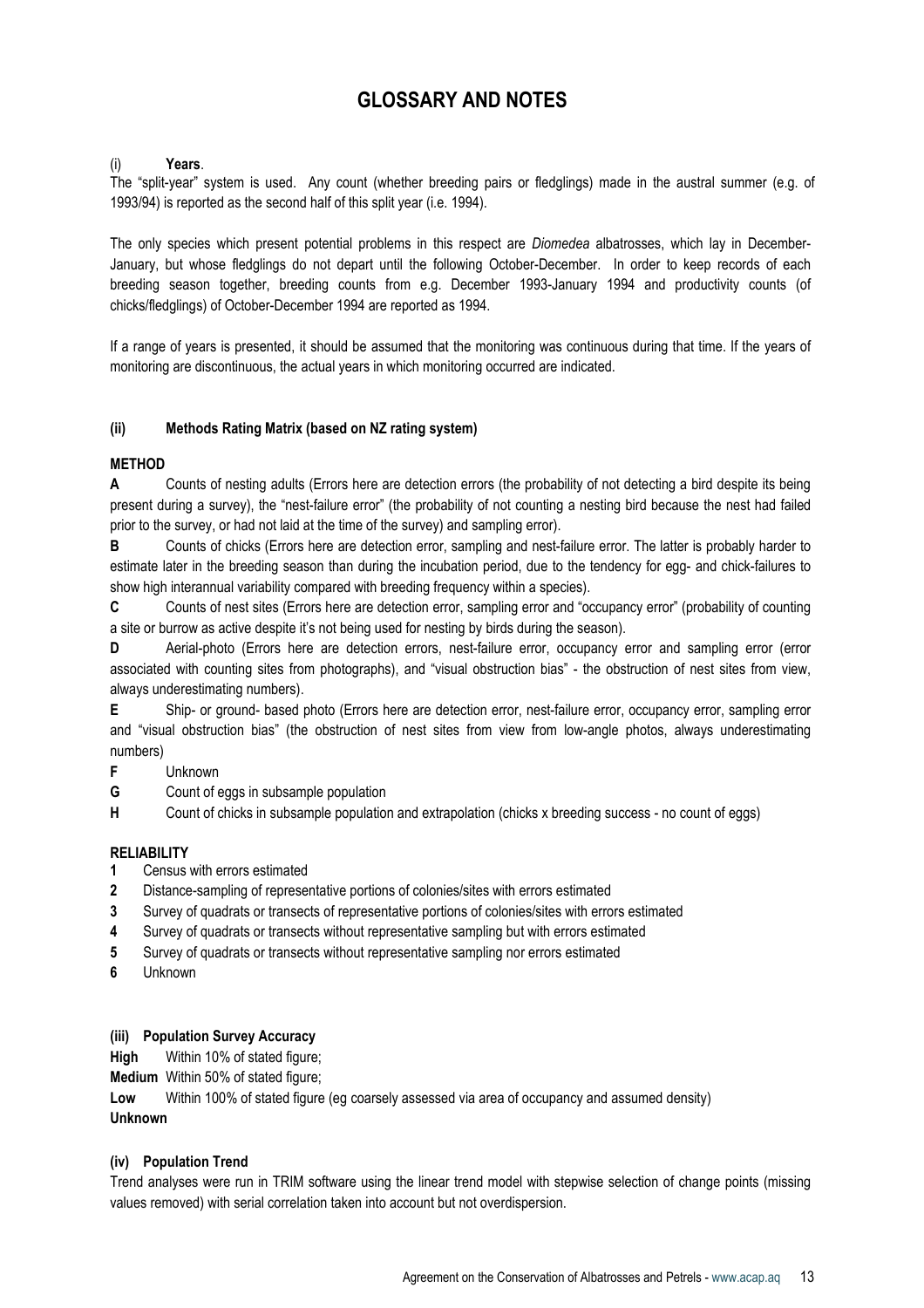# GLOSSARY AND NOTES

(i) **Years**.

The "split-year" system is used. Any count (whether breeding pairs or fledglings) made in the austral summer (e.g. of 1993/94) is reported as the second half of this split year (i.e. 1994).

The only species which present potential problems in this respect are *Diomedea* albatrosses, which lay in December-January, but whose fledglings do not depart until the following October-December. In order to keep records of each breeding season together, breeding counts from e.g. December 1993-January 1994 and productivity counts (of chicks/fledglings) of October-December 1994 are reported as 1994.

If a range of years is presented, it should be assumed that the monitoring was continuous during that time. If the years of monitoring are discontinuous, the actual years in which monitoring occurred are indicated.

**(ii) Methods Rating Matrix (based on NZ rating system)**

**METHOD**

**A** Counts of nesting adults (Errors here are detection errors (the probability of not detecting a bird despite its being present during a survey), the "nest-failure error" (the probability of not counting a nesting bird because the nest had failed prior to the survey, or had not laid at the time of the survey) and sampling error).

**B** Counts of chicks (Errors here are detection error, sampling and nest-failure error. The latter is probably harder to estimate later in the breeding season than during the incubation period, due to the tendency for egg- and chick-failures to show high interannual variability compared with breeding frequency within a species).

**C** Counts of nest sites (Errors here are detection error, sampling error and "occupancy error" (probability of counting a site or burrow as active despite it's not being used for nesting by birds during the season).

**D** Aerial-photo (Errors here are detection errors, nest-failure error, occupancy error and sampling error (error associated with counting sites from photographs), and "visual obstruction bias" - the obstruction of nest sites from view, always underestimating numbers).

**E** Ship- or ground- based photo (Errors here are detection error, nest-failure error, occupancy error, sampling error and "visual obstruction bias" (the obstruction of nest sites from view from low-angle photos, always underestimating numbers)

**F** Unknown

**G** Count of eggs in subsample population

**H** Count of chicks in subsample population and extrapolation (chicks x breeding success - no count of eggs)

**RELIABILITY**

**1** Census with errors estimated

**2** Distance-sampling of representative portions of colonies/sites with errors estimated

**3** Survey of quadrats or transects of representative portions of colonies/sites with errors estimated

**4** Survey of quadrats or transects without representative sampling but with errors estimated

**5** Survey of quadrats or transects without representative sampling nor errors estimated

**6** Unknown

**(iii) Population Survey Accuracy**

**High** Within 10% of stated figure;

**Medium** Within 50% of stated figure;

**Low** Within 100% of stated figure (eg coarsely assessed via area of occupancy and assumed density)

**Unknown**

**(iv) Population Trend**

Trend analyses were run in TRIM software using the linear trend model with stepwise selection of change points (missing values removed) with serial correlation taken into account but not overdispersion.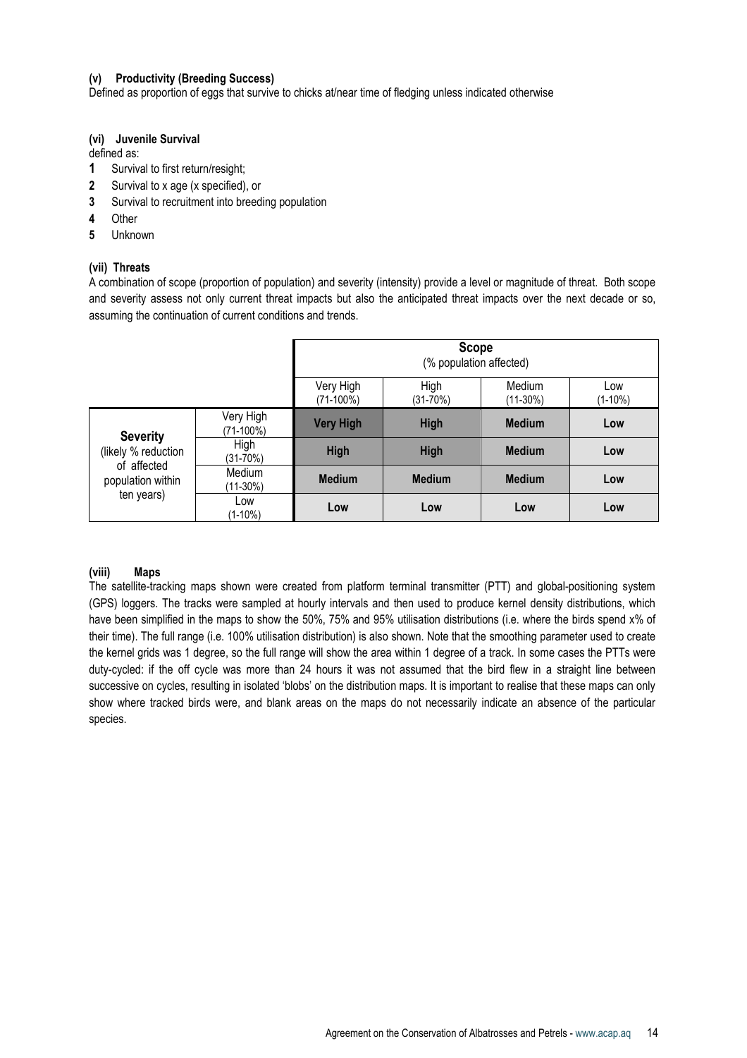#### (v) Productivity (Breeding Success)

Defined as proportion of eggs that survive to chicks at/near time of fledging unless indicated otherwise

#### (vi) Juvenile Survival

defined as:

1. Survival to first return/resight;
2. Survival to x age (x specified), or
3. Survival to recruitment into breeding population
4. Other
5. Unknown

#### (vii) Threats

A combination of scope (proportion of population) and severity (intensity) provide a level or magnitude of threat. Both scope and severity assess not only current threat impacts but also the anticipated threat impacts over the next decade or so, assuming the continuation of current conditions and trends.

| | | **Scope** (% population affected) | | | |
|---|---|---|---|---|---|
| | | Very High (71-100%) | High (31-70%) | Medium (11-30%) | Low (1-10%) |
| **Severity** (likely % reduction of affected population within ten years) | Very High (71-100%) | **Very High** | **High** | **Medium** | **Low** |
| | High (31-70%) | **High** | **High** | **Medium** | **Low** |
| | Medium (11-30%) | **Medium** | **Medium** | **Medium** | **Low** |
| | Low (1-10%) | **Low** | **Low** | **Low** | **Low** |

#### (viii) Maps

The satellite-tracking maps shown were created from platform terminal transmitter (PTT) and global-positioning system (GPS) loggers. The tracks were sampled at hourly intervals and then used to produce kernel density distributions, which have been simplified in the maps to show the 50%, 75% and 95% utilisation distributions (i.e. where the birds spend x% of their time). The full range (i.e. 100% utilisation distribution) is also shown. Note that the smoothing parameter used to create the kernel grids was 1 degree, so the full range will show the area within 1 degree of a track. In some cases the PTTs were duty-cycled: if the off cycle was more than 24 hours it was not assumed that the bird flew in a straight line between successive on cycles, resulting in isolated 'blobs' on the distribution maps. It is important to realise that these maps can only show where tracked birds were, and blank areas on the maps do not necessarily indicate an absence of the particular species.